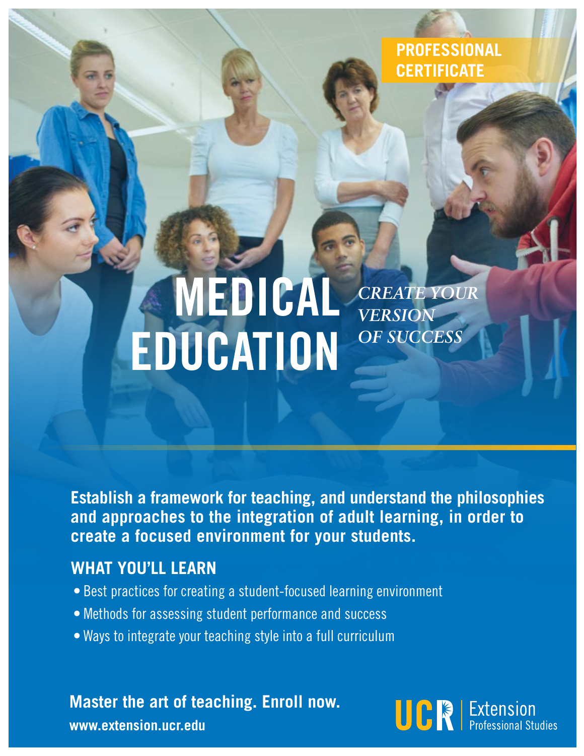**PROFESSIONAL CERTIFICATE**

# MEDICAL EDUCATION

*CREATE YOUR VERSION OF SUCCESS*

**Establish a framework for teaching, and understand the philosophies and approaches to the integration of adult learning, in order to create a focused environment for your students.**

## WHAT YOU'LL LEARN

- Best practices for creating a student-focused learning environment
- Methods for assessing student performance and success
- Ways to integrate your teaching style into a full curriculum

**Master the art of teaching. Enroll now.**

**www.extension.ucr.edu**

UCR | Extension Professional Studies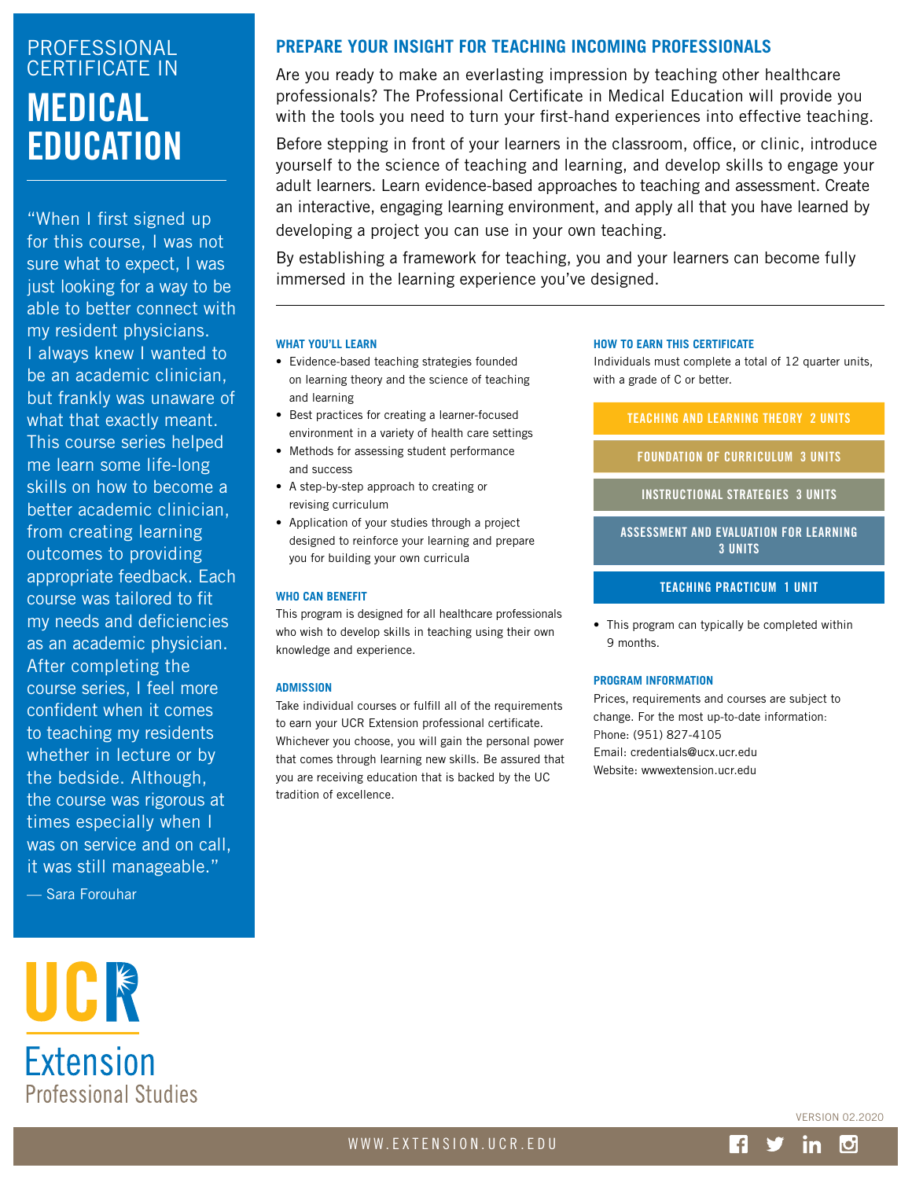# PROFESSIONAL CERTIFICATE IN MEDICAL EDUCATION

"When I first signed up for this course, I was not sure what to expect, I was just looking for a way to be able to better connect with my resident physicians. I always knew I wanted to be an academic clinician, but frankly was unaware of what that exactly meant. This course series helped me learn some life-long skills on how to become a better academic clinician, from creating learning outcomes to providing appropriate feedback. Each course was tailored to fit my needs and deficiencies as an academic physician. After completing the course series, I feel more confident when it comes to teaching my residents whether in lecture or by the bedside. Although, the course was rigorous at times especially when I was on service and on call, it was still manageable."

— Sara Forouhar

## PREPARE YOUR INSIGHT FOR TEACHING INCOMING PROFESSIONALS

Are you ready to make an everlasting impression by teaching other healthcare professionals? The Professional Certificate in Medical Education will provide you with the tools you need to turn your first-hand experiences into effective teaching.

Before stepping in front of your learners in the classroom, office, or clinic, introduce yourself to the science of teaching and learning, and develop skills to engage your adult learners. Learn evidence-based approaches to teaching and assessment. Create an interactive, engaging learning environment, and apply all that you have learned by developing a project you can use in your own teaching.

By establishing a framework for teaching, you and your learners can become fully immersed in the learning experience you've designed.

### WHAT YOU'LL LEARN

- Evidence-based teaching strategies founded on learning theory and the science of teaching and learning
- Best practices for creating a learner-focused environment in a variety of health care settings
- Methods for assessing student performance and success
- A step-by-step approach to creating or revising curriculum
- Application of your studies through a project designed to reinforce your learning and prepare you for building your own curricula

### WHO CAN BENEFIT

This program is designed for all healthcare professionals who wish to develop skills in teaching using their own knowledge and experience.

### ADMISSION

Take individual courses or fulfill all of the requirements to earn your UCR Extension professional certificate. Whichever you choose, you will gain the personal power that comes through learning new skills. Be assured that you are receiving education that is backed by the UC tradition of excellence.

### HOW TO EARN THIS CERTIFICATE

Individuals must complete a total of 12 quarter units, with a grade of C or better.

- TEACHING AND LEARNING THEORY 2 UNITS
- FOUNDATION OF CURRICULUM 3 UNITS
- INSTRUCTIONAL STRATEGIES 3 UNITS
- ASSESSMENT AND EVALUATION FOR LEARNING 3 UNITS
- TEACHING PRACTICUM 1 UNIT

- This program can typically be completed within 9 months.

### PROGRAM INFORMATION

Prices, requirements and courses are subject to change. For the most up-to-date information:

Phone: (951) 827-4105

Email: credentials@ucx.ucr.edu

Website: wwwextension.ucr.edu

UCR Extension Professional Studies

VERSION 02.2020

WWW.EXTENSION.UCR.EDU